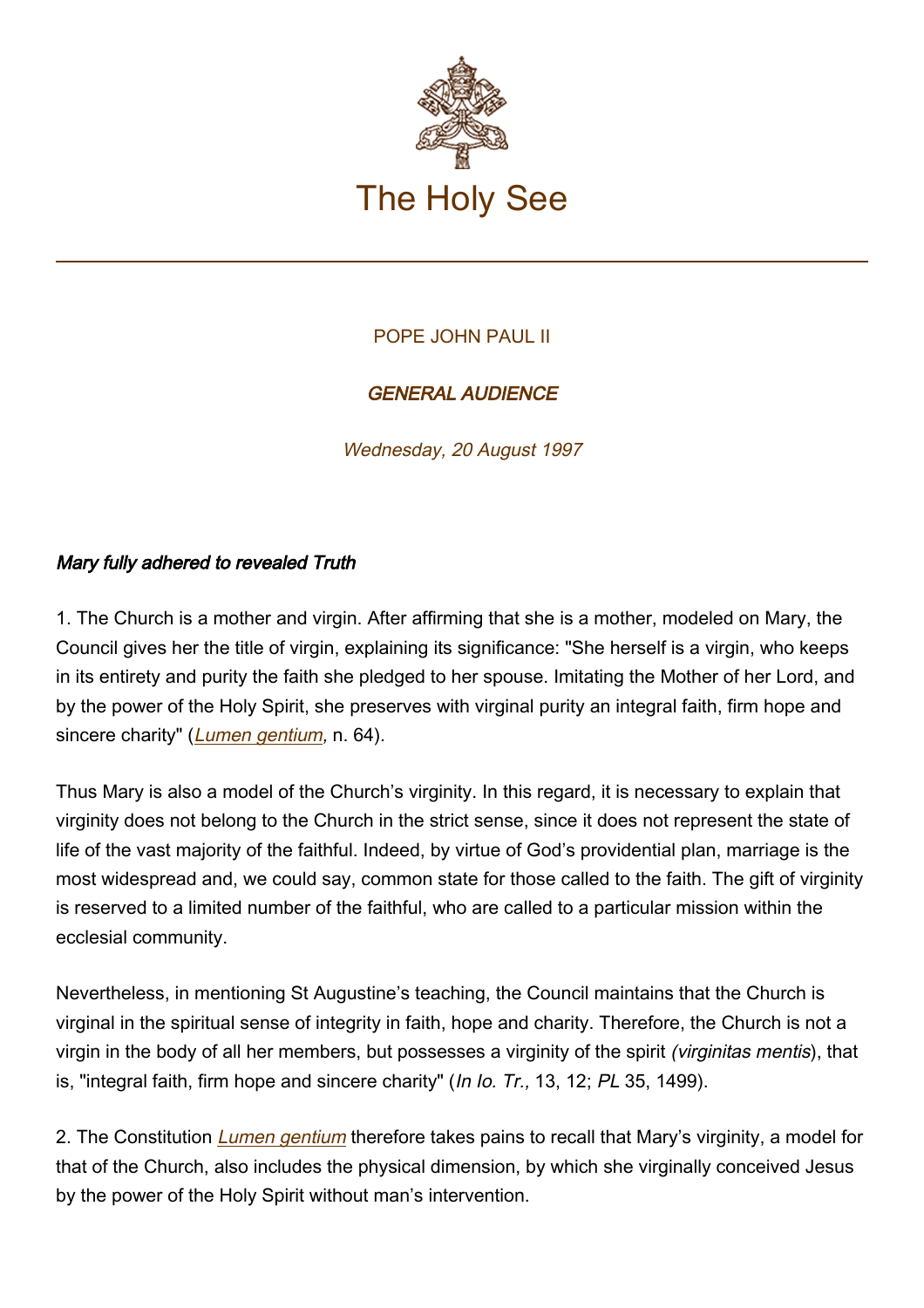# The Holy See

POPE JOHN PAUL II

***GENERAL AUDIENCE***

*Wednesday, 20 August 1997*

***Mary fully adhered to revealed Truth***

1. The Church is a mother and virgin. After affirming that she is a mother, modeled on Mary, the Council gives her the title of virgin, explaining its significance: "She herself is a virgin, who keeps in its entirety and purity the faith she pledged to her spouse. Imitating the Mother of her Lord, and by the power of the Holy Spirit, she preserves with virginal purity an integral faith, firm hope and sincere charity" (*Lumen gentium,* n. 64).

Thus Mary is also a model of the Church's virginity. In this regard, it is necessary to explain that virginity does not belong to the Church in the strict sense, since it does not represent the state of life of the vast majority of the faithful. Indeed, by virtue of God's providential plan, marriage is the most widespread and, we could say, common state for those called to the faith. The gift of virginity is reserved to a limited number of the faithful, who are called to a particular mission within the ecclesial community.

Nevertheless, in mentioning St Augustine's teaching, the Council maintains that the Church is virginal in the spiritual sense of integrity in faith, hope and charity. Therefore, the Church is not a virgin in the body of all her members, but possesses a virginity of the spirit *(virginitas mentis*), that is, "integral faith, firm hope and sincere charity" (*In Io. Tr.,* 13, 12; *PL* 35, 1499).

2. The Constitution *Lumen gentium* therefore takes pains to recall that Mary's virginity, a model for that of the Church, also includes the physical dimension, by which she virginally conceived Jesus by the power of the Holy Spirit without man's intervention.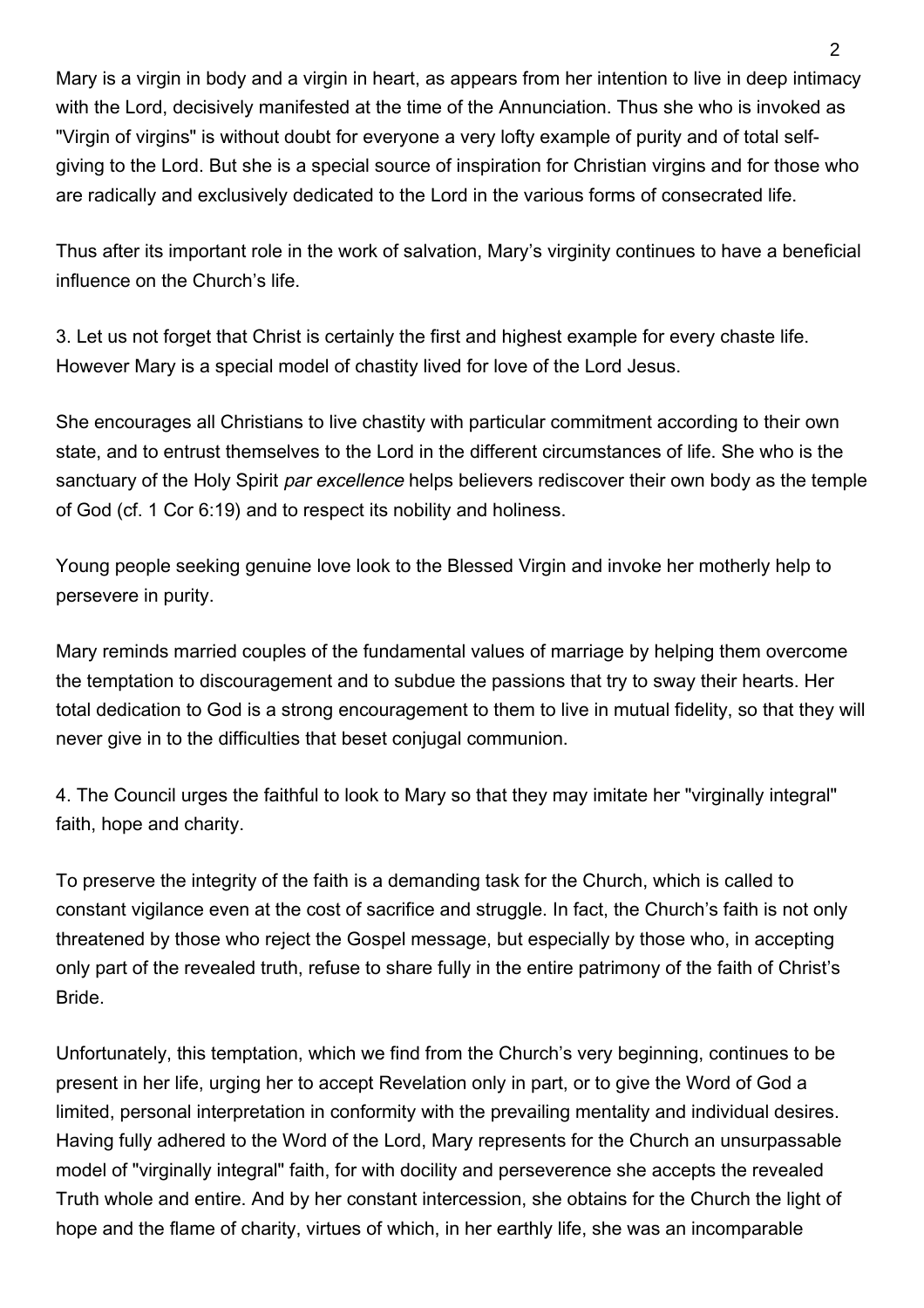Mary is a virgin in body and a virgin in heart, as appears from her intention to live in deep intimacy with the Lord, decisively manifested at the time of the Annunciation. Thus she who is invoked as "Virgin of virgins" is without doubt for everyone a very lofty example of purity and of total self-giving to the Lord. But she is a special source of inspiration for Christian virgins and for those who are radically and exclusively dedicated to the Lord in the various forms of consecrated life.

Thus after its important role in the work of salvation, Mary's virginity continues to have a beneficial influence on the Church's life.

3. Let us not forget that Christ is certainly the first and highest example for every chaste life. However Mary is a special model of chastity lived for love of the Lord Jesus.

She encourages all Christians to live chastity with particular commitment according to their own state, and to entrust themselves to the Lord in the different circumstances of life. She who is the sanctuary of the Holy Spirit *par excellence* helps believers rediscover their own body as the temple of God (cf. 1 Cor 6:19) and to respect its nobility and holiness.

Young people seeking genuine love look to the Blessed Virgin and invoke her motherly help to persevere in purity.

Mary reminds married couples of the fundamental values of marriage by helping them overcome the temptation to discouragement and to subdue the passions that try to sway their hearts. Her total dedication to God is a strong encouragement to them to live in mutual fidelity, so that they will never give in to the difficulties that beset conjugal communion.

4. The Council urges the faithful to look to Mary so that they may imitate her "virginally integral" faith, hope and charity.

To preserve the integrity of the faith is a demanding task for the Church, which is called to constant vigilance even at the cost of sacrifice and struggle. In fact, the Church's faith is not only threatened by those who reject the Gospel message, but especially by those who, in accepting only part of the revealed truth, refuse to share fully in the entire patrimony of the faith of Christ's Bride.

Unfortunately, this temptation, which we find from the Church's very beginning, continues to be present in her life, urging her to accept Revelation only in part, or to give the Word of God a limited, personal interpretation in conformity with the prevailing mentality and individual desires. Having fully adhered to the Word of the Lord, Mary represents for the Church an unsurpassable model of "virginally integral" faith, for with docility and perseverence she accepts the revealed Truth whole and entire. And by her constant intercession, she obtains for the Church the light of hope and the flame of charity, virtues of which, in her earthly life, she was an incomparable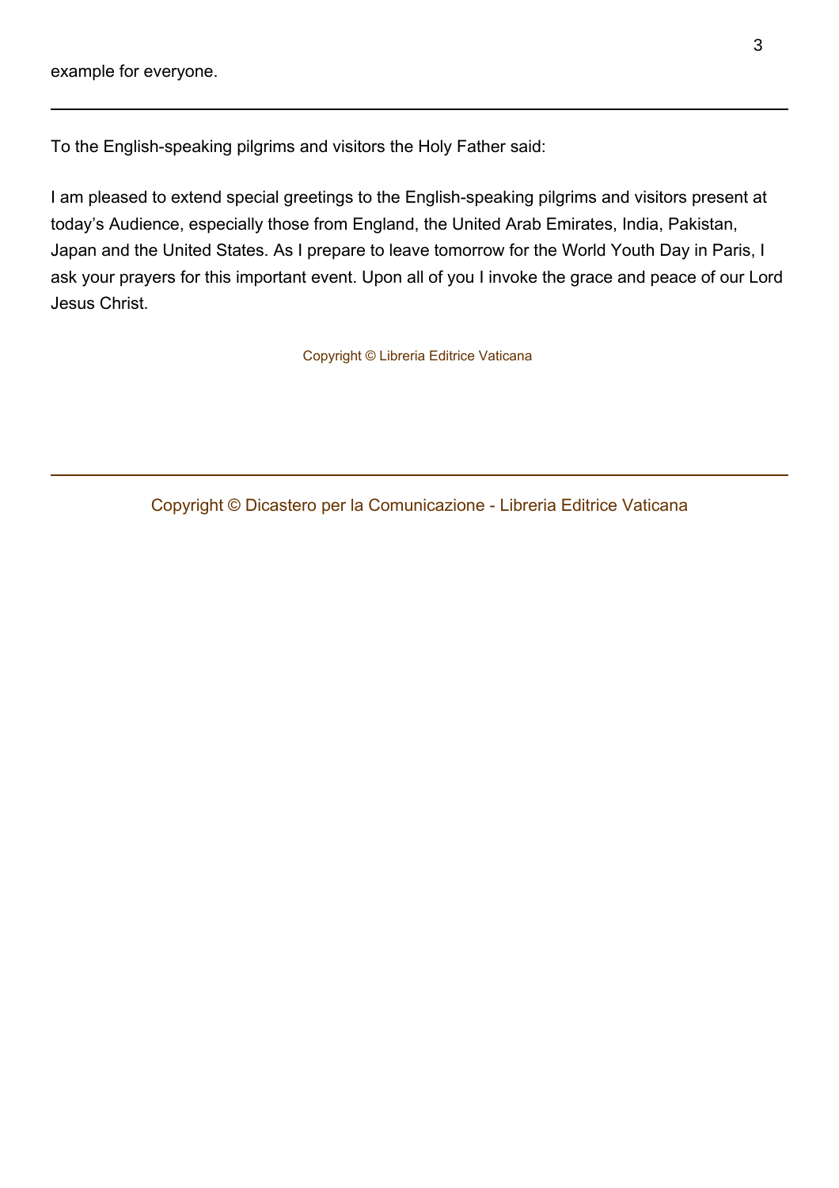example for everyone.

---

To the English-speaking pilgrims and visitors the Holy Father said:

I am pleased to extend special greetings to the English-speaking pilgrims and visitors present at today's Audience, especially those from England, the United Arab Emirates, India, Pakistan, Japan and the United States. As I prepare to leave tomorrow for the World Youth Day in Paris, I ask your prayers for this important event. Upon all of you I invoke the grace and peace of our Lord Jesus Christ.

Copyright © Libreria Editrice Vaticana

---

Copyright © Dicastero per la Comunicazione - Libreria Editrice Vaticana